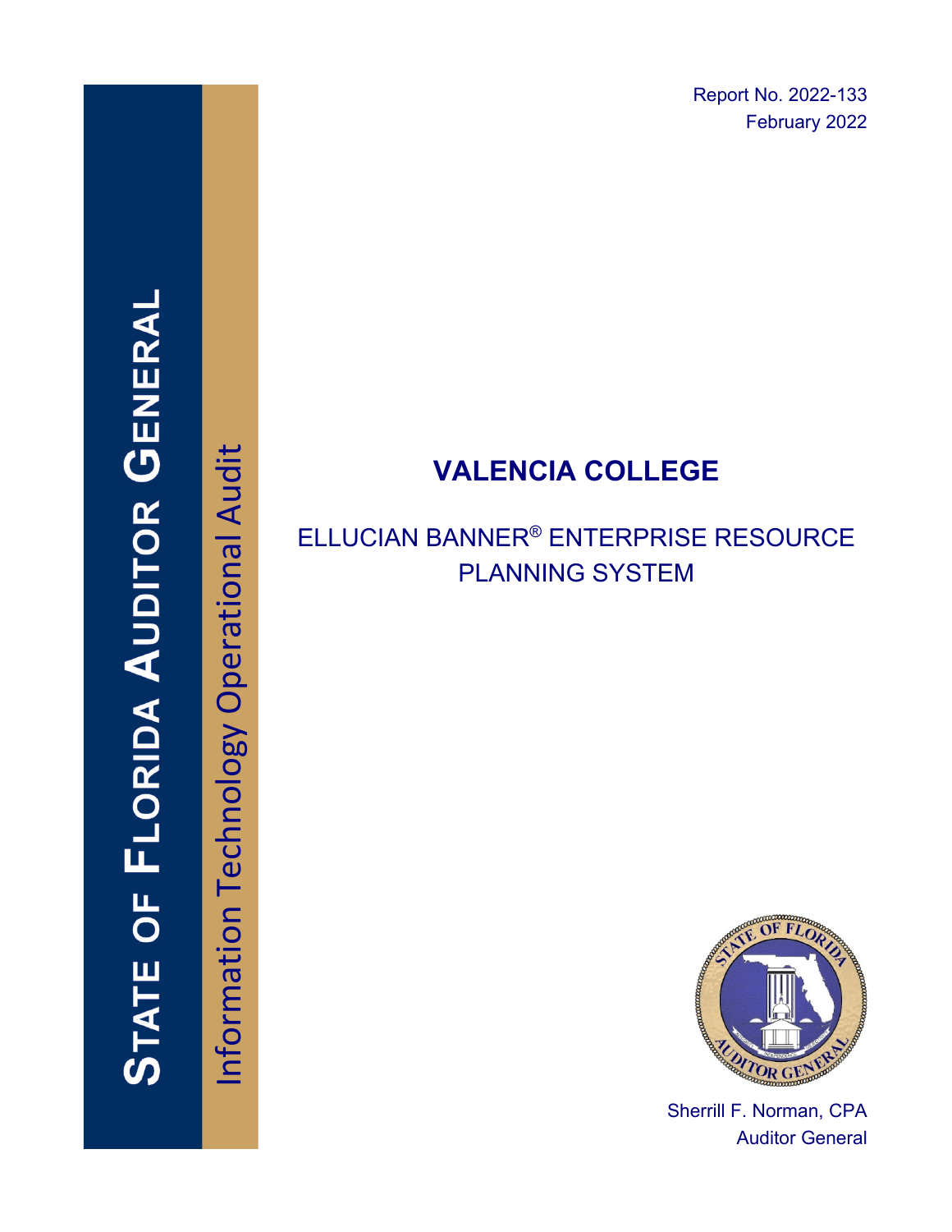Report No. 2022-133
February 2022

# STATE OF FLORIDA AUDITOR GENERAL

Information Technology Operational Audit

# VALENCIA COLLEGE

## ELLUCIAN BANNER® ENTERPRISE RESOURCE PLANNING SYSTEM

Sherrill F. Norman, CPA
Auditor General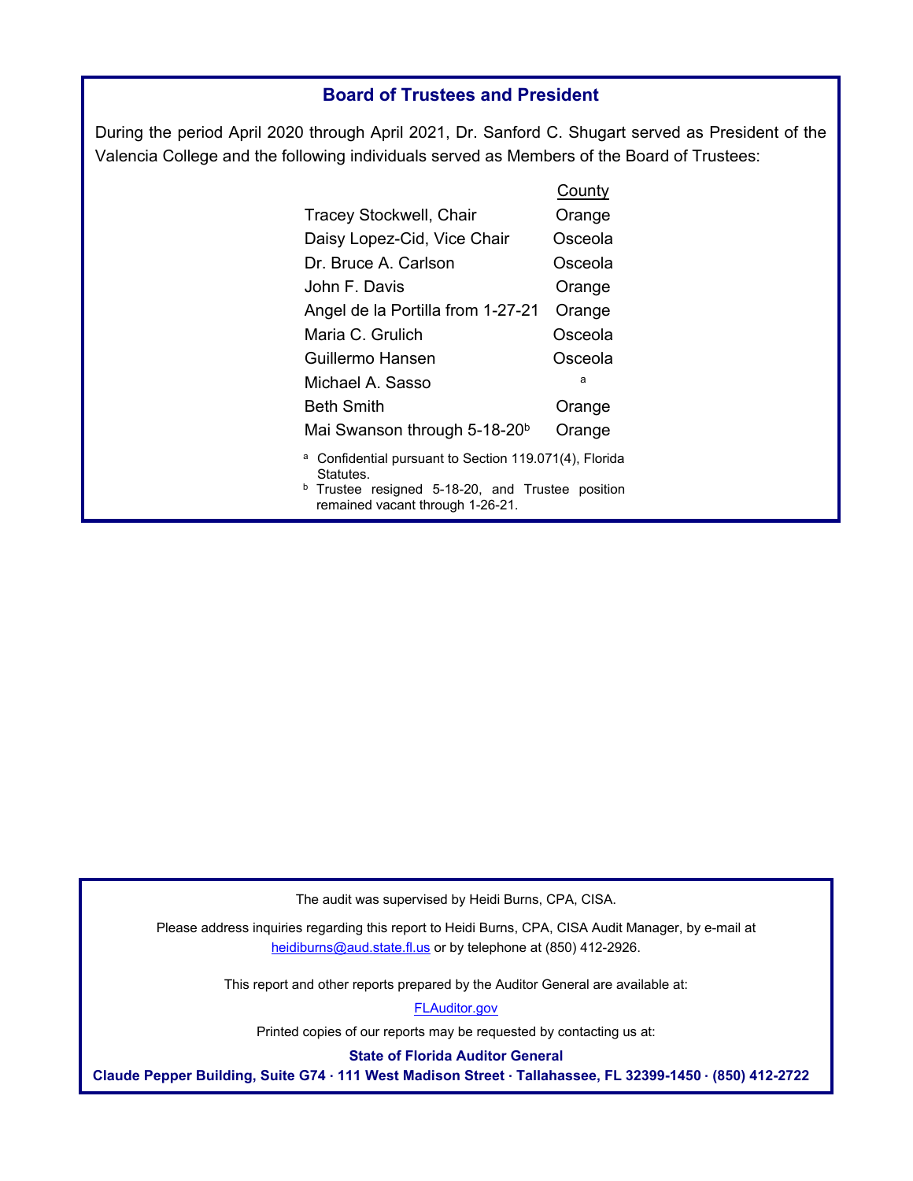## Board of Trustees and President

During the period April 2020 through April 2021, Dr. Sanford C. Shugart served as President of the Valencia College and the following individuals served as Members of the Board of Trustees:

| | County |
|---|---|
| Tracey Stockwell, Chair | Orange |
| Daisy Lopez-Cid, Vice Chair | Osceola |
| Dr. Bruce A. Carlson | Osceola |
| John F. Davis | Orange |
| Angel de la Portilla from 1-27-21 | Orange |
| Maria C. Grulich | Osceola |
| Guillermo Hansen | Osceola |
| Michael A. Sasso | [a] |
| Beth Smith | Orange |
| Mai Swanson through 5-18-20[b] | Orange |

[a] Confidential pursuant to Section 119.071(4), Florida Statutes.
[b] Trustee resigned 5-18-20, and Trustee position remained vacant through 1-26-21.

The audit was supervised by Heidi Burns, CPA, CISA.

Please address inquiries regarding this report to Heidi Burns, CPA, CISA Audit Manager, by e-mail at heidiburns@aud.state.fl.us or by telephone at (850) 412-2926.

This report and other reports prepared by the Auditor General are available at:

FLAuditor.gov

Printed copies of our reports may be requested by contacting us at:

**State of Florida Auditor General**

**Claude Pepper Building, Suite G74 · 111 West Madison Street · Tallahassee, FL 32399-1450 · (850) 412-2722**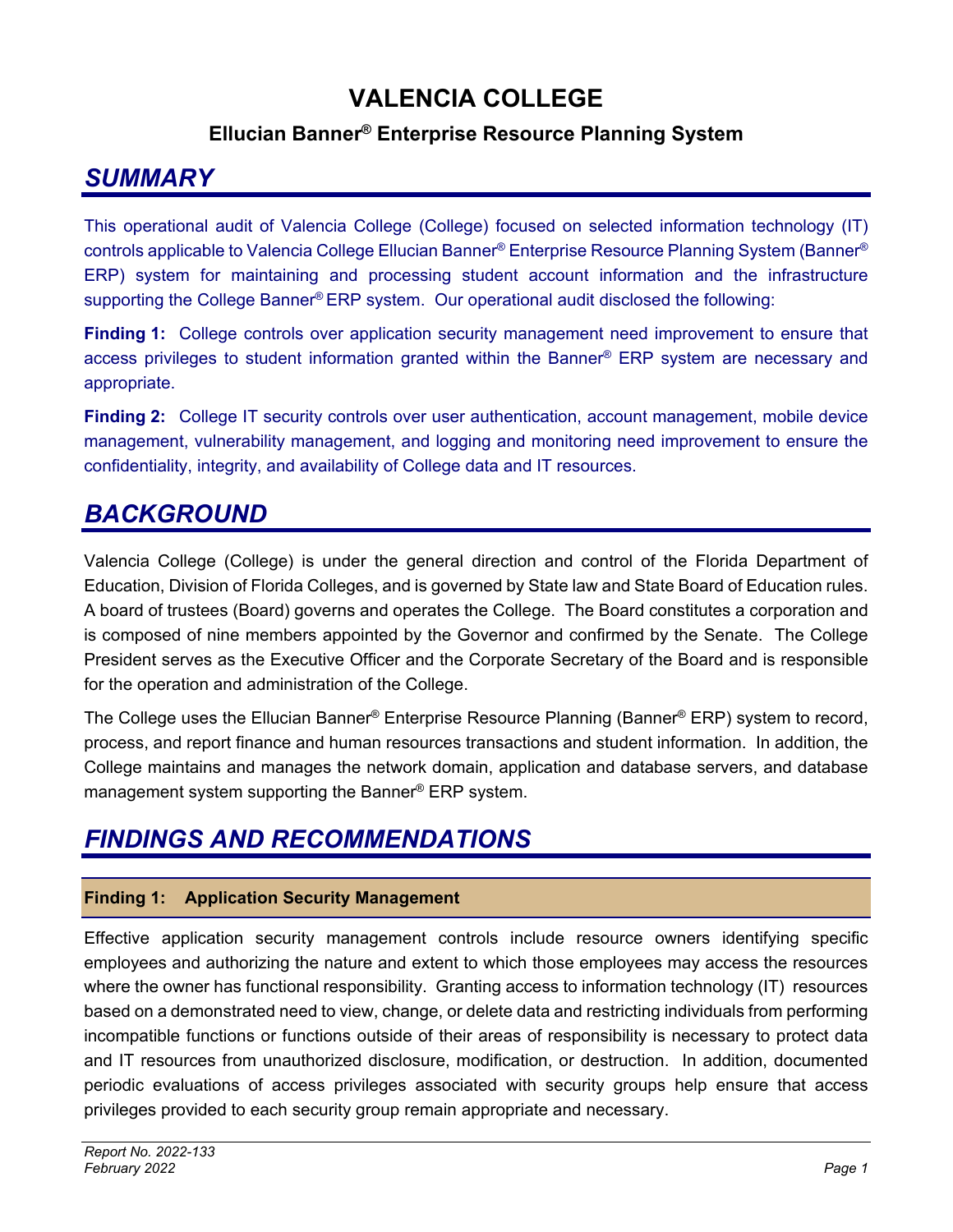# VALENCIA COLLEGE

## Ellucian Banner® Enterprise Resource Planning System

## *SUMMARY*

This operational audit of Valencia College (College) focused on selected information technology (IT) controls applicable to Valencia College Ellucian Banner® Enterprise Resource Planning System (Banner® ERP) system for maintaining and processing student account information and the infrastructure supporting the College Banner® ERP system. Our operational audit disclosed the following:

**Finding 1:** College controls over application security management need improvement to ensure that access privileges to student information granted within the Banner® ERP system are necessary and appropriate.

**Finding 2:** College IT security controls over user authentication, account management, mobile device management, vulnerability management, and logging and monitoring need improvement to ensure the confidentiality, integrity, and availability of College data and IT resources.

## *BACKGROUND*

Valencia College (College) is under the general direction and control of the Florida Department of Education, Division of Florida Colleges, and is governed by State law and State Board of Education rules. A board of trustees (Board) governs and operates the College. The Board constitutes a corporation and is composed of nine members appointed by the Governor and confirmed by the Senate. The College President serves as the Executive Officer and the Corporate Secretary of the Board and is responsible for the operation and administration of the College.

The College uses the Ellucian Banner® Enterprise Resource Planning (Banner® ERP) system to record, process, and report finance and human resources transactions and student information. In addition, the College maintains and manages the network domain, application and database servers, and database management system supporting the Banner® ERP system.

## *FINDINGS AND RECOMMENDATIONS*

### Finding 1: Application Security Management

Effective application security management controls include resource owners identifying specific employees and authorizing the nature and extent to which those employees may access the resources where the owner has functional responsibility. Granting access to information technology (IT) resources based on a demonstrated need to view, change, or delete data and restricting individuals from performing incompatible functions or functions outside of their areas of responsibility is necessary to protect data and IT resources from unauthorized disclosure, modification, or destruction. In addition, documented periodic evaluations of access privileges associated with security groups help ensure that access privileges provided to each security group remain appropriate and necessary.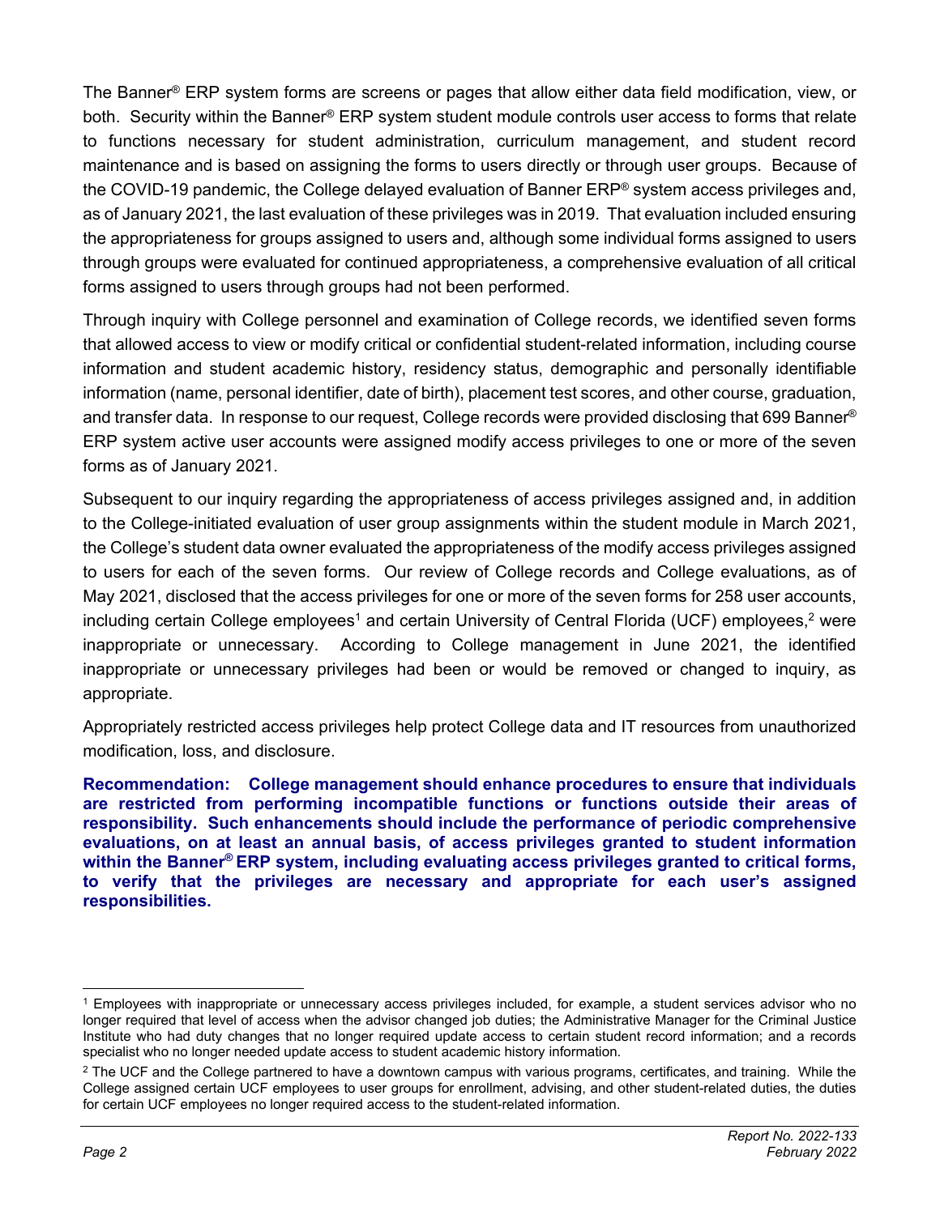The Banner® ERP system forms are screens or pages that allow either data field modification, view, or both. Security within the Banner® ERP system student module controls user access to forms that relate to functions necessary for student administration, curriculum management, and student record maintenance and is based on assigning the forms to users directly or through user groups. Because of the COVID-19 pandemic, the College delayed evaluation of Banner ERP® system access privileges and, as of January 2021, the last evaluation of these privileges was in 2019. That evaluation included ensuring the appropriateness for groups assigned to users and, although some individual forms assigned to users through groups were evaluated for continued appropriateness, a comprehensive evaluation of all critical forms assigned to users through groups had not been performed.

Through inquiry with College personnel and examination of College records, we identified seven forms that allowed access to view or modify critical or confidential student-related information, including course information and student academic history, residency status, demographic and personally identifiable information (name, personal identifier, date of birth), placement test scores, and other course, graduation, and transfer data. In response to our request, College records were provided disclosing that 699 Banner® ERP system active user accounts were assigned modify access privileges to one or more of the seven forms as of January 2021.

Subsequent to our inquiry regarding the appropriateness of access privileges assigned and, in addition to the College-initiated evaluation of user group assignments within the student module in March 2021, the College's student data owner evaluated the appropriateness of the modify access privileges assigned to users for each of the seven forms. Our review of College records and College evaluations, as of May 2021, disclosed that the access privileges for one or more of the seven forms for 258 user accounts, including certain College employees[1] and certain University of Central Florida (UCF) employees,[2] were inappropriate or unnecessary. According to College management in June 2021, the identified inappropriate or unnecessary privileges had been or would be removed or changed to inquiry, as appropriate.

Appropriately restricted access privileges help protect College data and IT resources from unauthorized modification, loss, and disclosure.

**Recommendation: College management should enhance procedures to ensure that individuals are restricted from performing incompatible functions or functions outside their areas of responsibility. Such enhancements should include the performance of periodic comprehensive evaluations, on at least an annual basis, of access privileges granted to student information within the Banner® ERP system, including evaluating access privileges granted to critical forms, to verify that the privileges are necessary and appropriate for each user's assigned responsibilities.**

---

[1] Employees with inappropriate or unnecessary access privileges included, for example, a student services advisor who no longer required that level of access when the advisor changed job duties; the Administrative Manager for the Criminal Justice Institute who had duty changes that no longer required update access to certain student record information; and a records specialist who no longer needed update access to student academic history information.

[2] The UCF and the College partnered to have a downtown campus with various programs, certificates, and training. While the College assigned certain UCF employees to user groups for enrollment, advising, and other student-related duties, the duties for certain UCF employees no longer required access to the student-related information.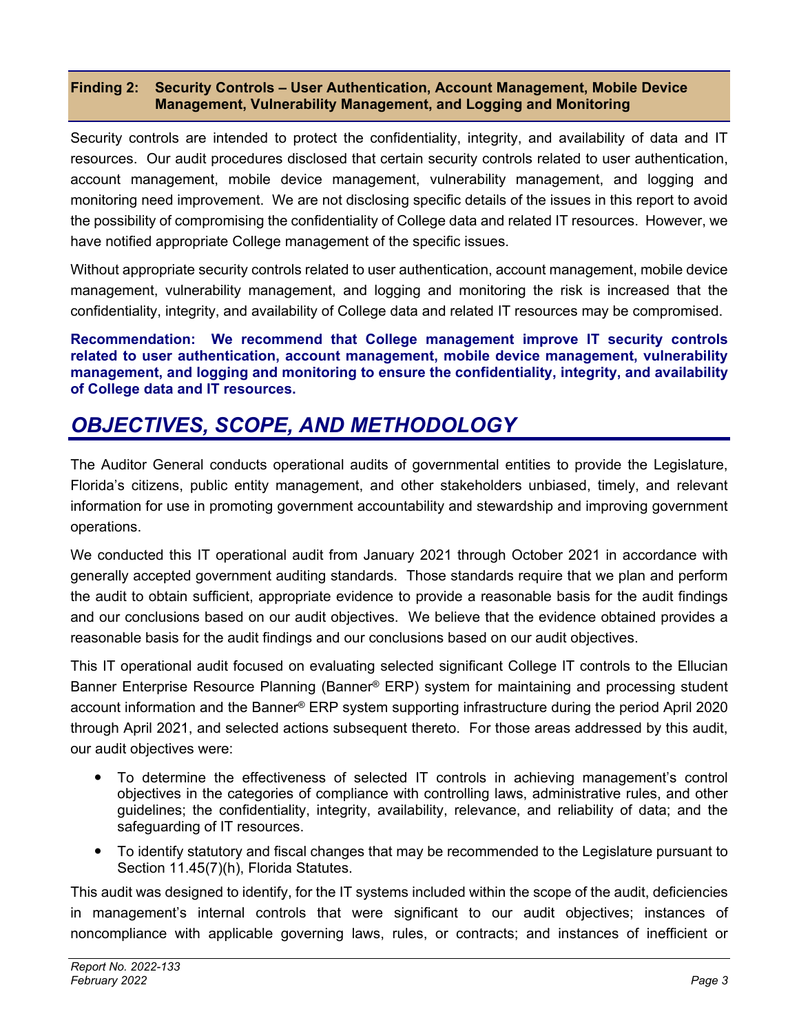### Finding 2: Security Controls – User Authentication, Account Management, Mobile Device Management, Vulnerability Management, and Logging and Monitoring

Security controls are intended to protect the confidentiality, integrity, and availability of data and IT resources. Our audit procedures disclosed that certain security controls related to user authentication, account management, mobile device management, vulnerability management, and logging and monitoring need improvement. We are not disclosing specific details of the issues in this report to avoid the possibility of compromising the confidentiality of College data and related IT resources. However, we have notified appropriate College management of the specific issues.

Without appropriate security controls related to user authentication, account management, mobile device management, vulnerability management, and logging and monitoring the risk is increased that the confidentiality, integrity, and availability of College data and related IT resources may be compromised.

**Recommendation: We recommend that College management improve IT security controls related to user authentication, account management, mobile device management, vulnerability management, and logging and monitoring to ensure the confidentiality, integrity, and availability of College data and IT resources.**

## *OBJECTIVES, SCOPE, AND METHODOLOGY*

The Auditor General conducts operational audits of governmental entities to provide the Legislature, Florida's citizens, public entity management, and other stakeholders unbiased, timely, and relevant information for use in promoting government accountability and stewardship and improving government operations.

We conducted this IT operational audit from January 2021 through October 2021 in accordance with generally accepted government auditing standards. Those standards require that we plan and perform the audit to obtain sufficient, appropriate evidence to provide a reasonable basis for the audit findings and our conclusions based on our audit objectives. We believe that the evidence obtained provides a reasonable basis for the audit findings and our conclusions based on our audit objectives.

This IT operational audit focused on evaluating selected significant College IT controls to the Ellucian Banner Enterprise Resource Planning (Banner® ERP) system for maintaining and processing student account information and the Banner® ERP system supporting infrastructure during the period April 2020 through April 2021, and selected actions subsequent thereto. For those areas addressed by this audit, our audit objectives were:

- To determine the effectiveness of selected IT controls in achieving management's control objectives in the categories of compliance with controlling laws, administrative rules, and other guidelines; the confidentiality, integrity, availability, relevance, and reliability of data; and the safeguarding of IT resources.
- To identify statutory and fiscal changes that may be recommended to the Legislature pursuant to Section 11.45(7)(h), Florida Statutes.

This audit was designed to identify, for the IT systems included within the scope of the audit, deficiencies in management's internal controls that were significant to our audit objectives; instances of noncompliance with applicable governing laws, rules, or contracts; and instances of inefficient or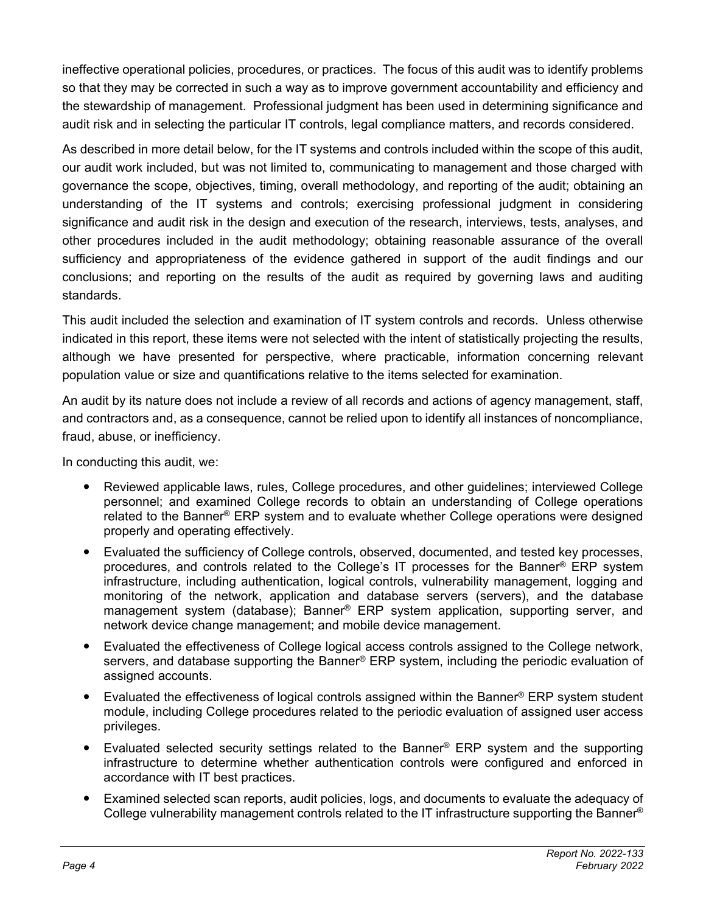ineffective operational policies, procedures, or practices. The focus of this audit was to identify problems so that they may be corrected in such a way as to improve government accountability and efficiency and the stewardship of management. Professional judgment has been used in determining significance and audit risk and in selecting the particular IT controls, legal compliance matters, and records considered.

As described in more detail below, for the IT systems and controls included within the scope of this audit, our audit work included, but was not limited to, communicating to management and those charged with governance the scope, objectives, timing, overall methodology, and reporting of the audit; obtaining an understanding of the IT systems and controls; exercising professional judgment in considering significance and audit risk in the design and execution of the research, interviews, tests, analyses, and other procedures included in the audit methodology; obtaining reasonable assurance of the overall sufficiency and appropriateness of the evidence gathered in support of the audit findings and our conclusions; and reporting on the results of the audit as required by governing laws and auditing standards.

This audit included the selection and examination of IT system controls and records. Unless otherwise indicated in this report, these items were not selected with the intent of statistically projecting the results, although we have presented for perspective, where practicable, information concerning relevant population value or size and quantifications relative to the items selected for examination.

An audit by its nature does not include a review of all records and actions of agency management, staff, and contractors and, as a consequence, cannot be relied upon to identify all instances of noncompliance, fraud, abuse, or inefficiency.

In conducting this audit, we:

- Reviewed applicable laws, rules, College procedures, and other guidelines; interviewed College personnel; and examined College records to obtain an understanding of College operations related to the Banner® ERP system and to evaluate whether College operations were designed properly and operating effectively.
- Evaluated the sufficiency of College controls, observed, documented, and tested key processes, procedures, and controls related to the College's IT processes for the Banner® ERP system infrastructure, including authentication, logical controls, vulnerability management, logging and monitoring of the network, application and database servers (servers), and the database management system (database); Banner® ERP system application, supporting server, and network device change management; and mobile device management.
- Evaluated the effectiveness of College logical access controls assigned to the College network, servers, and database supporting the Banner® ERP system, including the periodic evaluation of assigned accounts.
- Evaluated the effectiveness of logical controls assigned within the Banner® ERP system student module, including College procedures related to the periodic evaluation of assigned user access privileges.
- Evaluated selected security settings related to the Banner® ERP system and the supporting infrastructure to determine whether authentication controls were configured and enforced in accordance with IT best practices.
- Examined selected scan reports, audit policies, logs, and documents to evaluate the adequacy of College vulnerability management controls related to the IT infrastructure supporting the Banner®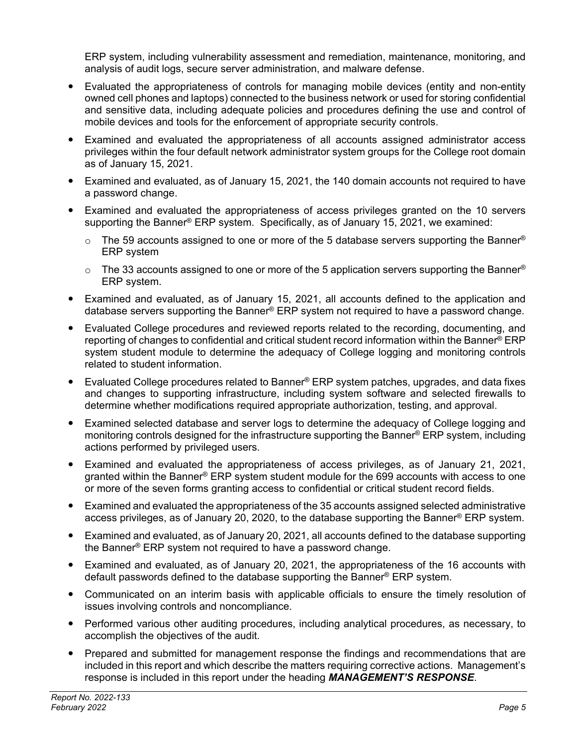ERP system, including vulnerability assessment and remediation, maintenance, monitoring, and analysis of audit logs, secure server administration, and malware defense.

- Evaluated the appropriateness of controls for managing mobile devices (entity and non-entity owned cell phones and laptops) connected to the business network or used for storing confidential and sensitive data, including adequate policies and procedures defining the use and control of mobile devices and tools for the enforcement of appropriate security controls.
- Examined and evaluated the appropriateness of all accounts assigned administrator access privileges within the four default network administrator system groups for the College root domain as of January 15, 2021.
- Examined and evaluated, as of January 15, 2021, the 140 domain accounts not required to have a password change.
- Examined and evaluated the appropriateness of access privileges granted on the 10 servers supporting the Banner® ERP system. Specifically, as of January 15, 2021, we examined:
  - The 59 accounts assigned to one or more of the 5 database servers supporting the Banner® ERP system
  - The 33 accounts assigned to one or more of the 5 application servers supporting the Banner® ERP system.
- Examined and evaluated, as of January 15, 2021, all accounts defined to the application and database servers supporting the Banner® ERP system not required to have a password change.
- Evaluated College procedures and reviewed reports related to the recording, documenting, and reporting of changes to confidential and critical student record information within the Banner® ERP system student module to determine the adequacy of College logging and monitoring controls related to student information.
- Evaluated College procedures related to Banner® ERP system patches, upgrades, and data fixes and changes to supporting infrastructure, including system software and selected firewalls to determine whether modifications required appropriate authorization, testing, and approval.
- Examined selected database and server logs to determine the adequacy of College logging and monitoring controls designed for the infrastructure supporting the Banner® ERP system, including actions performed by privileged users.
- Examined and evaluated the appropriateness of access privileges, as of January 21, 2021, granted within the Banner® ERP system student module for the 699 accounts with access to one or more of the seven forms granting access to confidential or critical student record fields.
- Examined and evaluated the appropriateness of the 35 accounts assigned selected administrative access privileges, as of January 20, 2020, to the database supporting the Banner® ERP system.
- Examined and evaluated, as of January 20, 2021, all accounts defined to the database supporting the Banner® ERP system not required to have a password change.
- Examined and evaluated, as of January 20, 2021, the appropriateness of the 16 accounts with default passwords defined to the database supporting the Banner® ERP system.
- Communicated on an interim basis with applicable officials to ensure the timely resolution of issues involving controls and noncompliance.
- Performed various other auditing procedures, including analytical procedures, as necessary, to accomplish the objectives of the audit.
- Prepared and submitted for management response the findings and recommendations that are included in this report and which describe the matters requiring corrective actions. Management's response is included in this report under the heading ***MANAGEMENT'S RESPONSE***.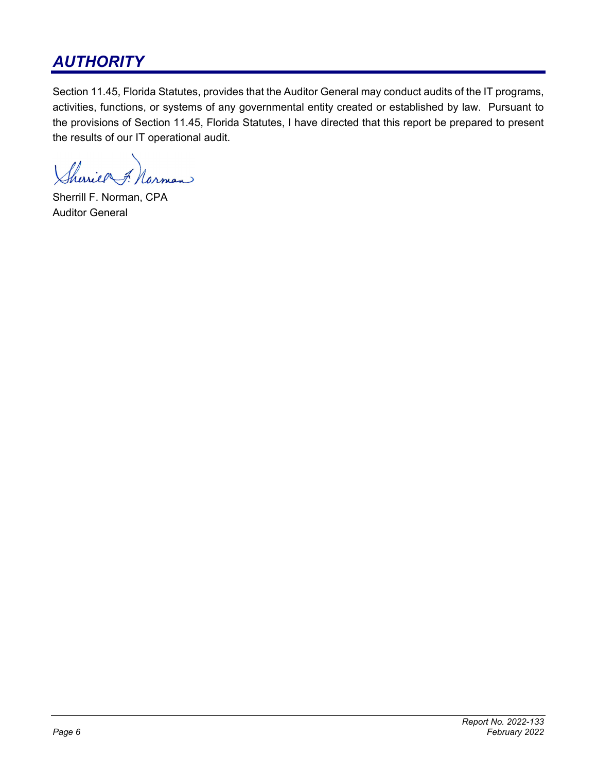## *AUTHORITY*

Section 11.45, Florida Statutes, provides that the Auditor General may conduct audits of the IT programs, activities, functions, or systems of any governmental entity created or established by law. Pursuant to the provisions of Section 11.45, Florida Statutes, I have directed that this report be prepared to present the results of our IT operational audit.

Sherrill F. Norman, CPA
Auditor General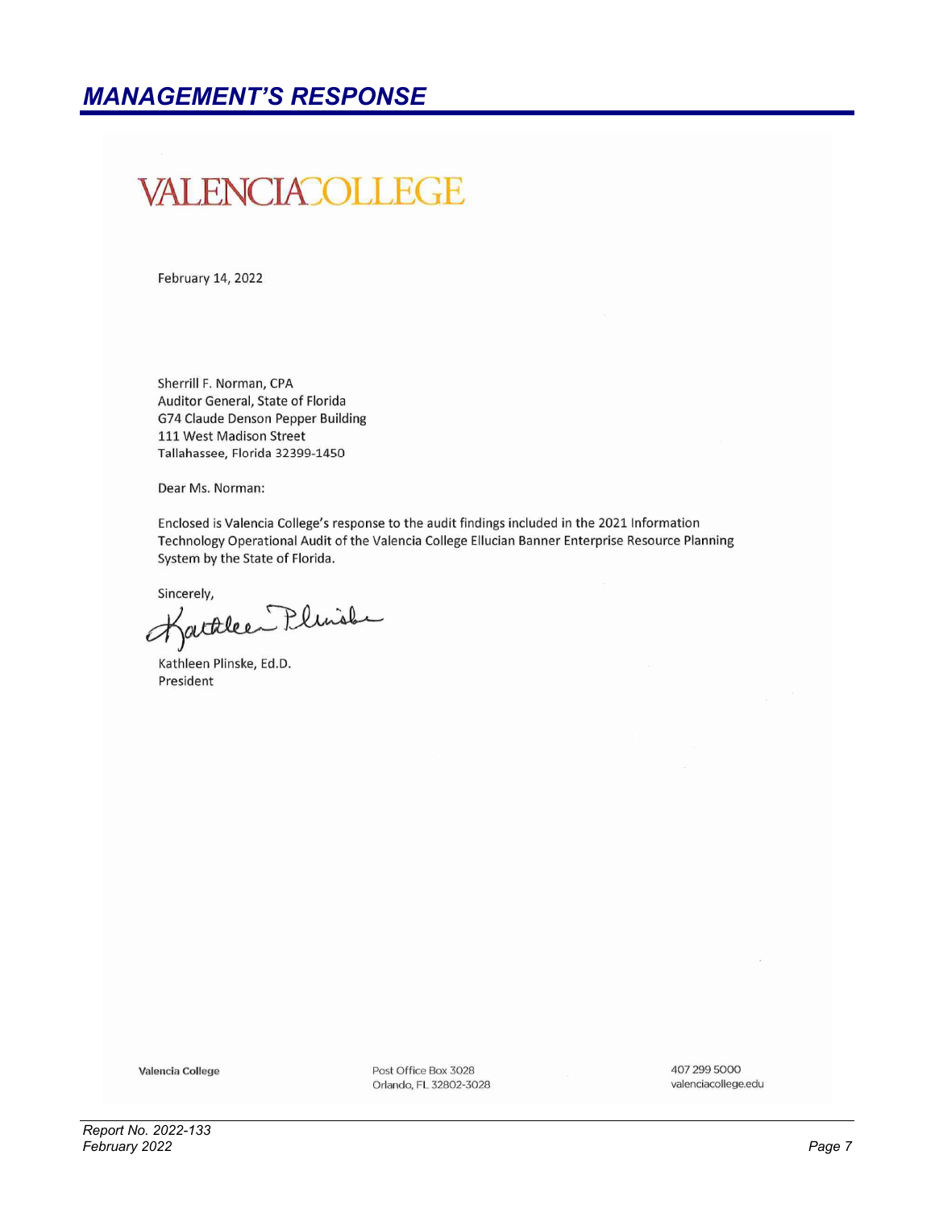## *MANAGEMENT'S RESPONSE*

VALENCIA COLLEGE

February 14, 2022

Sherrill F. Norman, CPA
Auditor General, State of Florida
G74 Claude Denson Pepper Building
111 West Madison Street
Tallahassee, Florida 32399-1450

Dear Ms. Norman:

Enclosed is Valencia College's response to the audit findings included in the 2021 Information Technology Operational Audit of the Valencia College Ellucian Banner Enterprise Resource Planning System by the State of Florida.

Sincerely,

Kathleen Plinske

Kathleen Plinske, Ed.D.
President

Valencia College

Post Office Box 3028
Orlando, FL 32802-3028

407 299 5000
valenciacollege.edu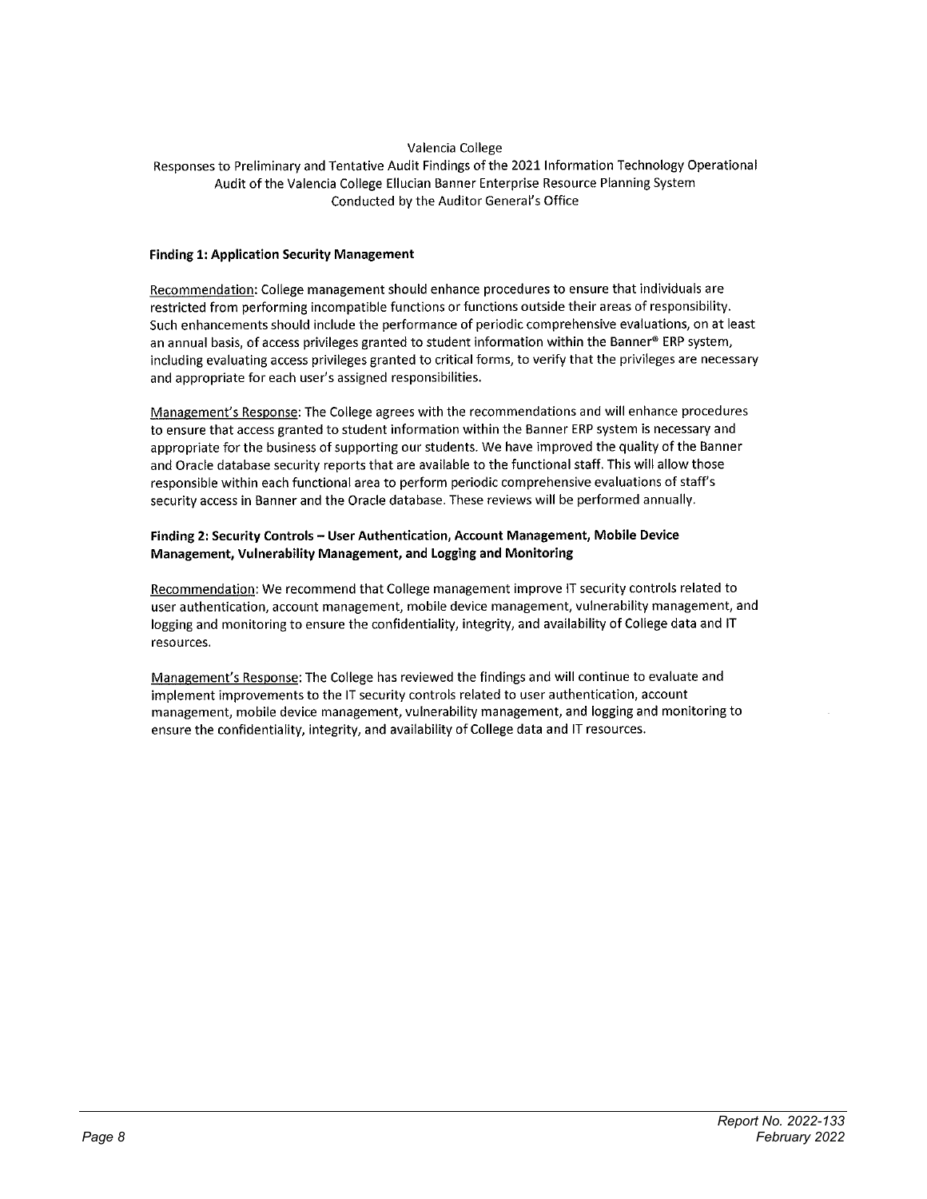Valencia College

Responses to Preliminary and Tentative Audit Findings of the 2021 Information Technology Operational Audit of the Valencia College Ellucian Banner Enterprise Resource Planning System Conducted by the Auditor General's Office

**Finding 1: Application Security Management**

Recommendation: College management should enhance procedures to ensure that individuals are restricted from performing incompatible functions or functions outside their areas of responsibility. Such enhancements should include the performance of periodic comprehensive evaluations, on at least an annual basis, of access privileges granted to student information within the Banner® ERP system, including evaluating access privileges granted to critical forms, to verify that the privileges are necessary and appropriate for each user's assigned responsibilities.

Management's Response: The College agrees with the recommendations and will enhance procedures to ensure that access granted to student information within the Banner ERP system is necessary and appropriate for the business of supporting our students. We have improved the quality of the Banner and Oracle database security reports that are available to the functional staff. This will allow those responsible within each functional area to perform periodic comprehensive evaluations of staff's security access in Banner and the Oracle database. These reviews will be performed annually.

**Finding 2: Security Controls – User Authentication, Account Management, Mobile Device Management, Vulnerability Management, and Logging and Monitoring**

Recommendation: We recommend that College management improve IT security controls related to user authentication, account management, mobile device management, vulnerability management, and logging and monitoring to ensure the confidentiality, integrity, and availability of College data and IT resources.

Management's Response: The College has reviewed the findings and will continue to evaluate and implement improvements to the IT security controls related to user authentication, account management, mobile device management, vulnerability management, and logging and monitoring to ensure the confidentiality, integrity, and availability of College data and IT resources.